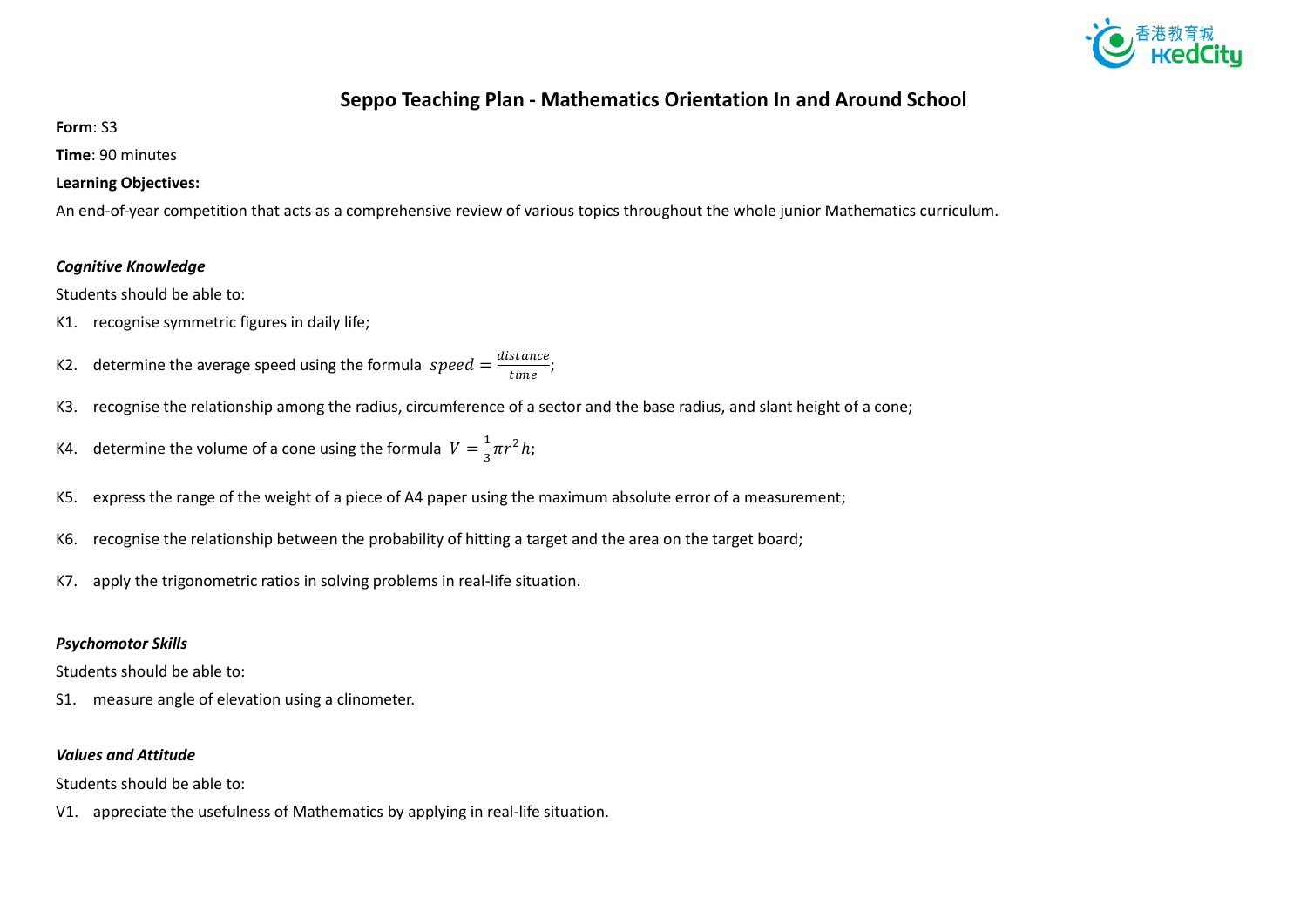# Seppo Teaching Plan - Mathematics Orientation In and Around School

**Form**: S3

**Time**: 90 minutes

**Learning Objectives:**

An end-of-year competition that acts as a comprehensive review of various topics throughout the whole junior Mathematics curriculum.

### *Cognitive Knowledge*

Students should be able to:

K1. recognise symmetric figures in daily life;

K2. determine the average speed using the formula $speed = \frac{distance}{time}$;

K3. recognise the relationship among the radius, circumference of a sector and the base radius, and slant height of a cone;

K4. determine the volume of a cone using the formula $V = \frac{1}{3}\pi r^2 h$;

K5. express the range of the weight of a piece of A4 paper using the maximum absolute error of a measurement;

K6. recognise the relationship between the probability of hitting a target and the area on the target board;

K7. apply the trigonometric ratios in solving problems in real-life situation.

### *Psychomotor Skills*

Students should be able to:

S1. measure angle of elevation using a clinometer.

### *Values and Attitude*

Students should be able to:

V1. appreciate the usefulness of Mathematics by applying in real-life situation.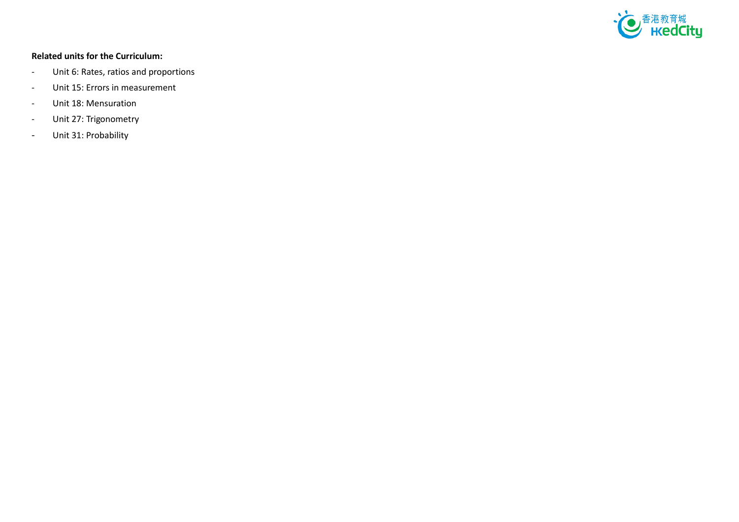**Related units for the Curriculum:**

- Unit 6: Rates, ratios and proportions
- Unit 15: Errors in measurement
- Unit 18: Mensuration
- Unit 27: Trigonometry
- Unit 31: Probability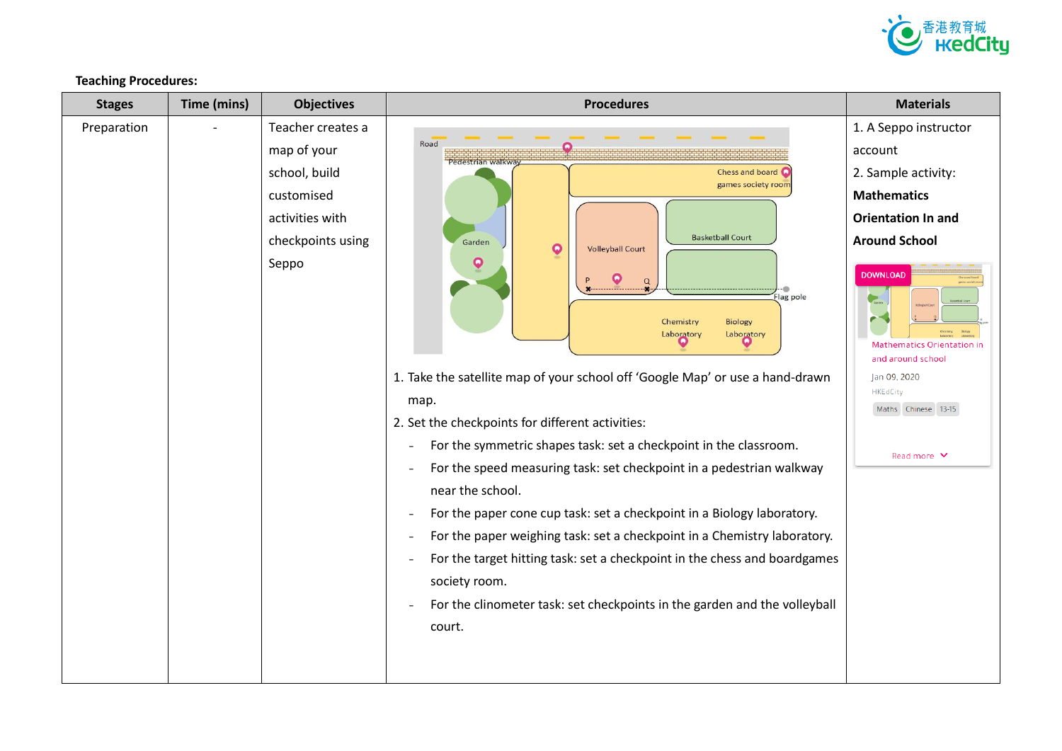**Teaching Procedures:**

| Stages | Time (mins) | Objectives | Procedures | Materials |
|---|---|---|---|---|
| Preparation | - | Teacher creates a map of your school, build customised activities with checkpoints using Seppo | 1. Take the satellite map of your school off 'Google Map' or use a hand-drawn map.<br>2. Set the checkpoints for different activities:<br>- For the symmetric shapes task: set a checkpoint in the classroom.<br>- For the speed measuring task: set checkpoint in a pedestrian walkway near the school.<br>- For the paper cone cup task: set a checkpoint in a Biology laboratory.<br>- For the paper weighing task: set a checkpoint in a Chemistry laboratory.<br>- For the target hitting task: set a checkpoint in the chess and boardgames society room.<br>- For the clinometer task: set checkpoints in the garden and the volleyball court. | 1. A Seppo instructor account<br>2. Sample activity: **Mathematics Orientation In and Around School**<br>DOWNLOAD<br>Mathematics Orientation in and around school<br>Jan 09, 2020<br>HKEdCity<br>Maths Chinese 13-15<br>Read more |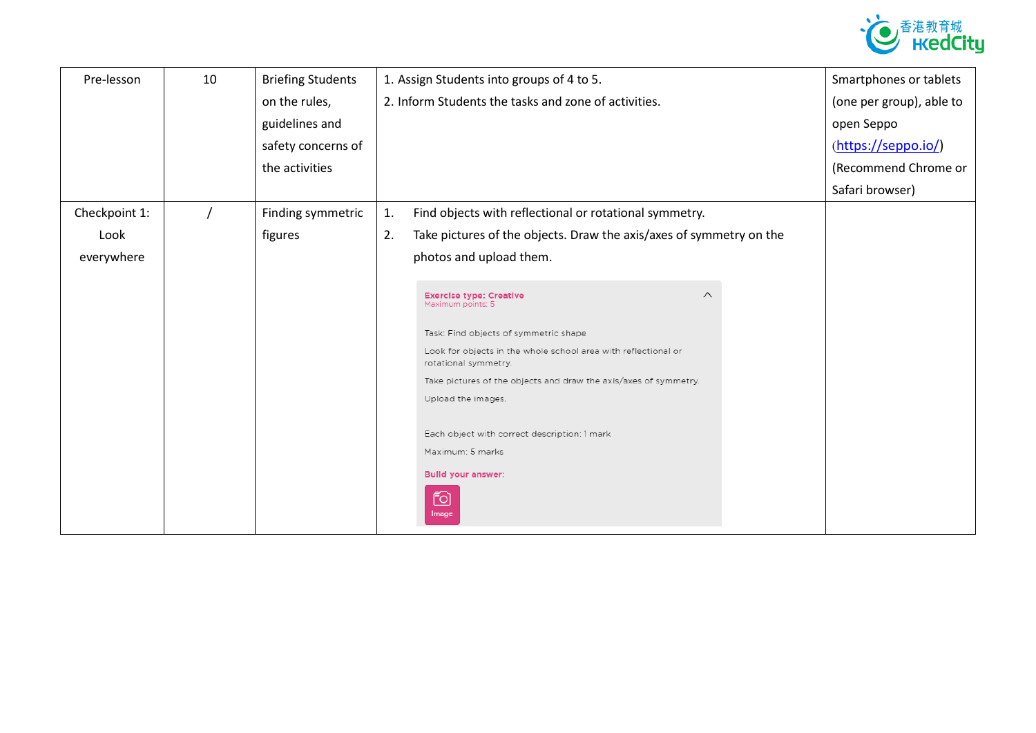| Pre-lesson | 10 | Briefing Students on the rules, guidelines and safety concerns of the activities | 1. Assign Students into groups of 4 to 5.<br>2. Inform Students the tasks and zone of activities. | Smartphones or tablets (one per group), able to open Seppo ([https://seppo.io/](https://seppo.io/)) (Recommend Chrome or Safari browser) |
|---|---|---|---|---|
| Checkpoint 1: Look everywhere | / | Finding symmetric figures | 1. Find objects with reflectional or rotational symmetry.<br>2. Take pictures of the objects. Draw the axis/axes of symmetry on the photos and upload them.<br><br>**Exercise type: Creative**<br>Maximum points: 5<br><br>Task: Find objects of symmetric shape<br>Look for objects in the whole school area with reflectional or rotational symmetry.<br>Take pictures of the objects and draw the axis/axes of symmetry.<br>Upload the images.<br><br>Each object with correct description: 1 mark<br>Maximum: 5 marks<br>**Build your answer:**<br>Image | |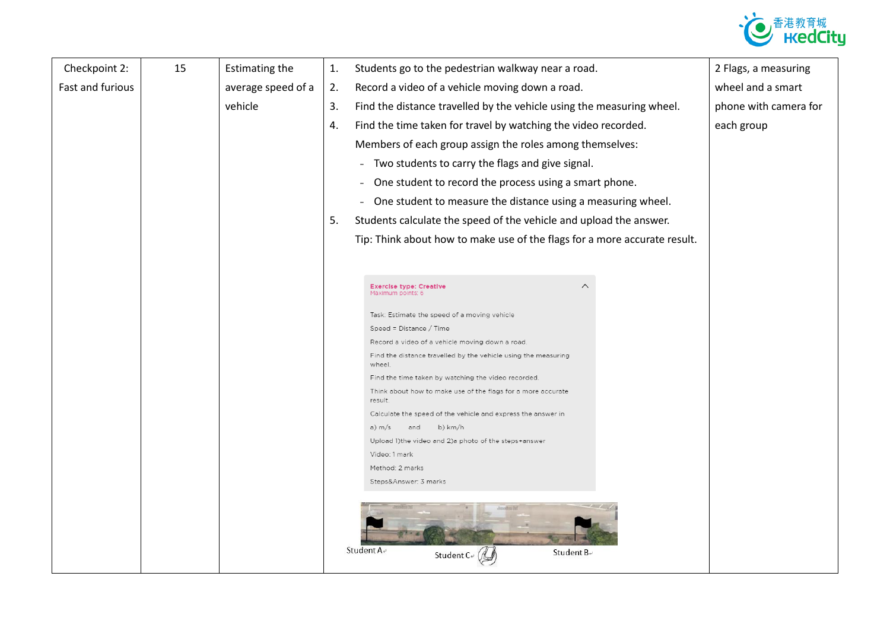| Checkpoint 2: Fast and furious | 15 | Estimating the average speed of a vehicle | 1. Students go to the pedestrian walkway near a road.<br>2. Record a video of a vehicle moving down a road.<br>3. Find the distance travelled by the vehicle using the measuring wheel.<br>4. Find the time taken for travel by watching the video recorded.<br>Members of each group assign the roles among themselves:<br>- Two students to carry the flags and give signal.<br>- One student to record the process using a smart phone.<br>- One student to measure the distance using a measuring wheel.<br>5. Students calculate the speed of the vehicle and upload the answer.<br>Tip: Think about how to make use of the flags for a more accurate result.<br><br>**Exercise type: Creative**<br>Maximum points: 6<br>Task: Estimate the speed of a moving vehicle<br>Speed = Distance / Time<br>Record a video of a vehicle moving down a road.<br>Find the distance travelled by the vehicle using the measuring wheel.<br>Find the time taken by watching the video recorded.<br>Think about how to make use of the flags for a more accurate result.<br>Calculate the speed of the vehicle and express the answer in<br>a) m/s and b) km/h<br>Upload 1)the video and 2)a photo of the steps+answer<br>Video: 1 mark<br>Method: 2 marks<br>Steps&Answer: 3 marks<br><br>Student A Student C Student B | 2 Flags, a measuring wheel and a smart phone with camera for each group |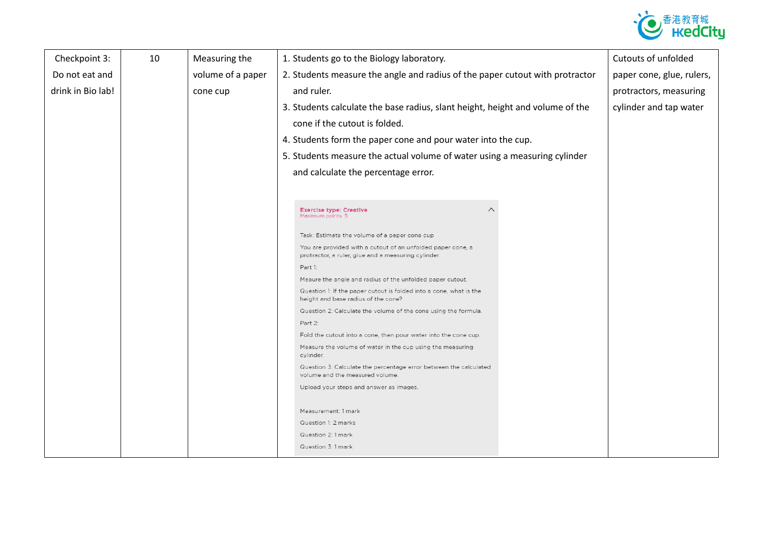| Checkpoint 3: Do not eat and drink in Bio lab! | 10 | Measuring the volume of a paper cone cup | 1. Students go to the Biology laboratory.<br>2. Students measure the angle and radius of the paper cutout with protractor and ruler.<br>3. Students calculate the base radius, slant height, height and volume of the cone if the cutout is folded.<br>4. Students form the paper cone and pour water into the cup.<br>5. Students measure the actual volume of water using a measuring cylinder and calculate the percentage error.<br><br>**Exercise type: Creative**<br>Maximum points: 5<br><br>Task: Estimate the volume of a paper cone cup<br><br>You are provided with a cutout of an unfolded paper cone, a protractor, a ruler, glue and a measuring cylinder.<br><br>Part 1:<br><br>Meaure the angle and radius of the unfolded paper cutout.<br><br>Question 1: If the paper cutout is folded into a cone, what is the height and base radius of the cone?<br><br>Question 2: Calculate the volume of the cone using the formula.<br><br>Part 2:<br><br>Fold the cutout into a cone, then pour water into the cone cup.<br><br>Measure the volume of water in the cup using the measuring cylinder.<br><br>Question 3: Calculate the percentage error between the calculated volume and the measured volume.<br><br>Upload your steps and answer as images.<br><br>Measurement: 1 mark<br>Question 1: 2 marks<br>Question 2: 1 mark<br>Question 3: 1 mark | Cutouts of unfolded paper cone, glue, rulers, protractors, measuring cylinder and tap water |
| --- | --- | --- | --- | --- |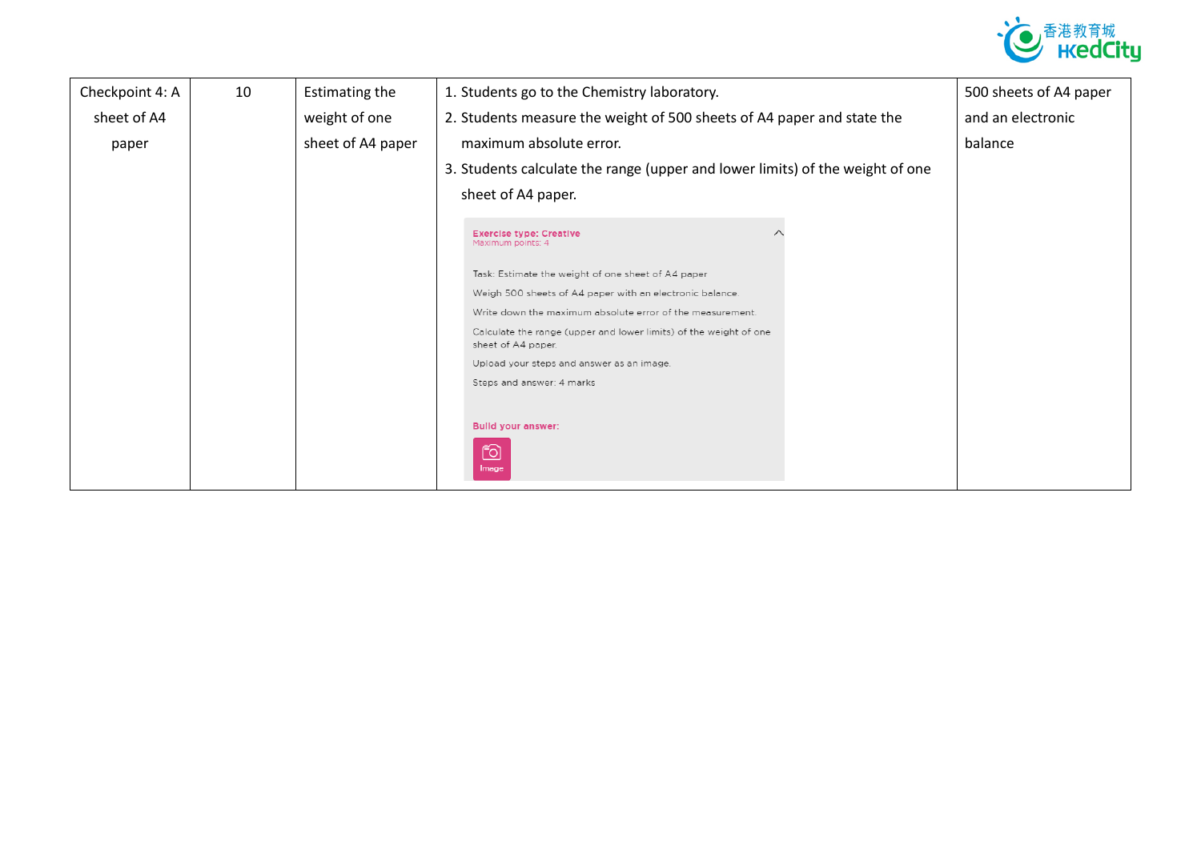| Checkpoint 4: A sheet of A4 paper | 10 | Estimating the weight of one sheet of A4 paper | 1. Students go to the Chemistry laboratory.<br>2. Students measure the weight of 500 sheets of A4 paper and state the maximum absolute error.<br>3. Students calculate the range (upper and lower limits) of the weight of one sheet of A4 paper.<br><br>**Exercise type: Creative**<br>Maximum points: 4<br><br>Task: Estimate the weight of one sheet of A4 paper<br>Weigh 500 sheets of A4 paper with an electronic balance.<br>Write down the maximum absolute error of the measurement.<br>Calculate the range (upper and lower limits) of the weight of one sheet of A4 paper.<br>Upload your steps and answer as an image.<br>Steps and answer: 4 marks<br><br>**Build your answer:**<br>Image | 500 sheets of A4 paper and an electronic balance |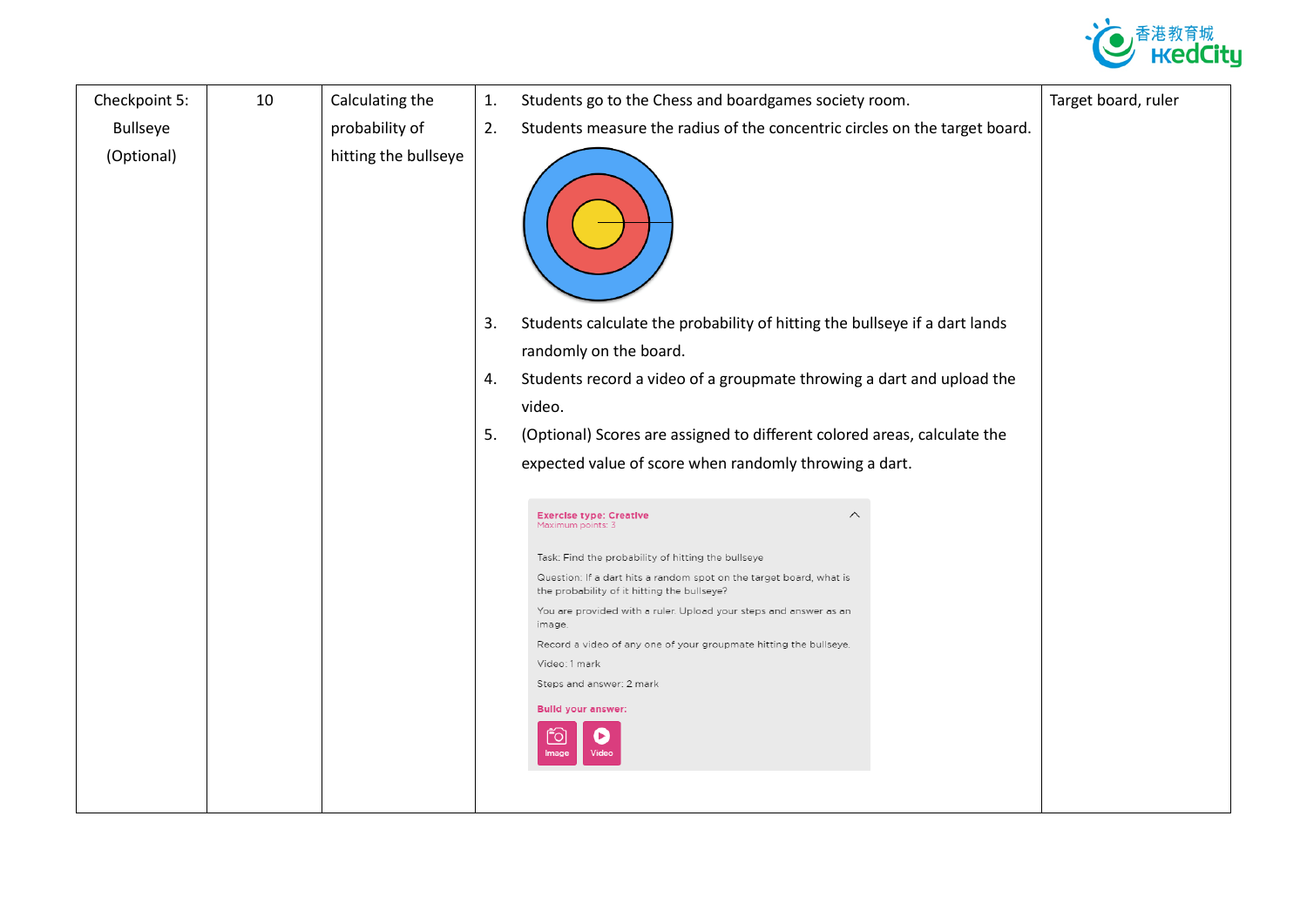| Checkpoint 5: Bullseye (Optional) | 10 | Calculating the probability of hitting the bullseye | 1. Students go to the Chess and boardgames society room.<br>2. Students measure the radius of the concentric circles on the target board.<br>3. Students calculate the probability of hitting the bullseye if a dart lands randomly on the board.<br>4. Students record a video of a groupmate throwing a dart and upload the video.<br>5. (Optional) Scores are assigned to different colored areas, calculate the expected value of score when randomly throwing a dart.<br><br>**Exercise type: Creative**<br>Maximum points: 3<br><br>Task: Find the probability of hitting the bullseye<br>Question: If a dart hits a random spot on the target board, what is the probability of it hitting the bullseye?<br>You are provided with a ruler. Upload your steps and answer as an image.<br>Record a video of any one of your groupmate hitting the bullseye.<br>Video: 1 mark<br>Steps and answer: 2 mark<br>**Build your answer:**<br>Image Video | Target board, ruler |
|---|---|---|---|---|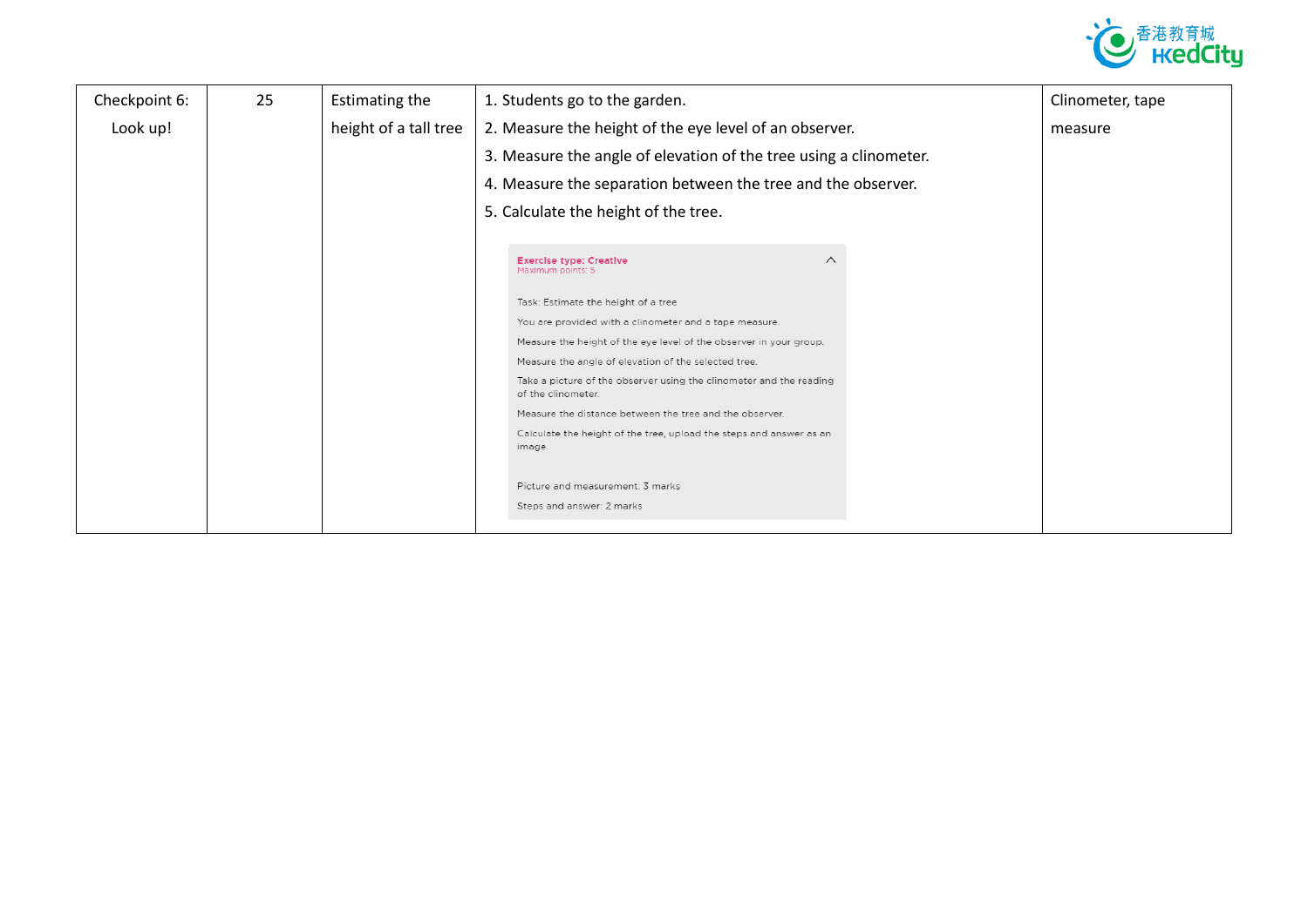| Checkpoint 6: Look up! | 25 | Estimating the height of a tall tree | 1. Students go to the garden.<br>2. Measure the height of the eye level of an observer.<br>3. Measure the angle of elevation of the tree using a clinometer.<br>4. Measure the separation between the tree and the observer.<br>5. Calculate the height of the tree.<br><br>**Exercise type: Creative**<br>Maximum points: 5<br><br>Task: Estimate the height of a tree<br>You are provided with a clinometer and a tape measure.<br>Measure the height of the eye level of the observer in your group.<br>Measure the angle of elevation of the selected tree.<br>Take a picture of the observer using the clinometer and the reading of the clinometer.<br>Measure the distance between the tree and the observer.<br>Calculate the height of the tree, upload the steps and answer as an image.<br><br>Picture and measurement: 3 marks<br>Steps and answer: 2 marks | Clinometer, tape measure |
|---|---|---|---|---|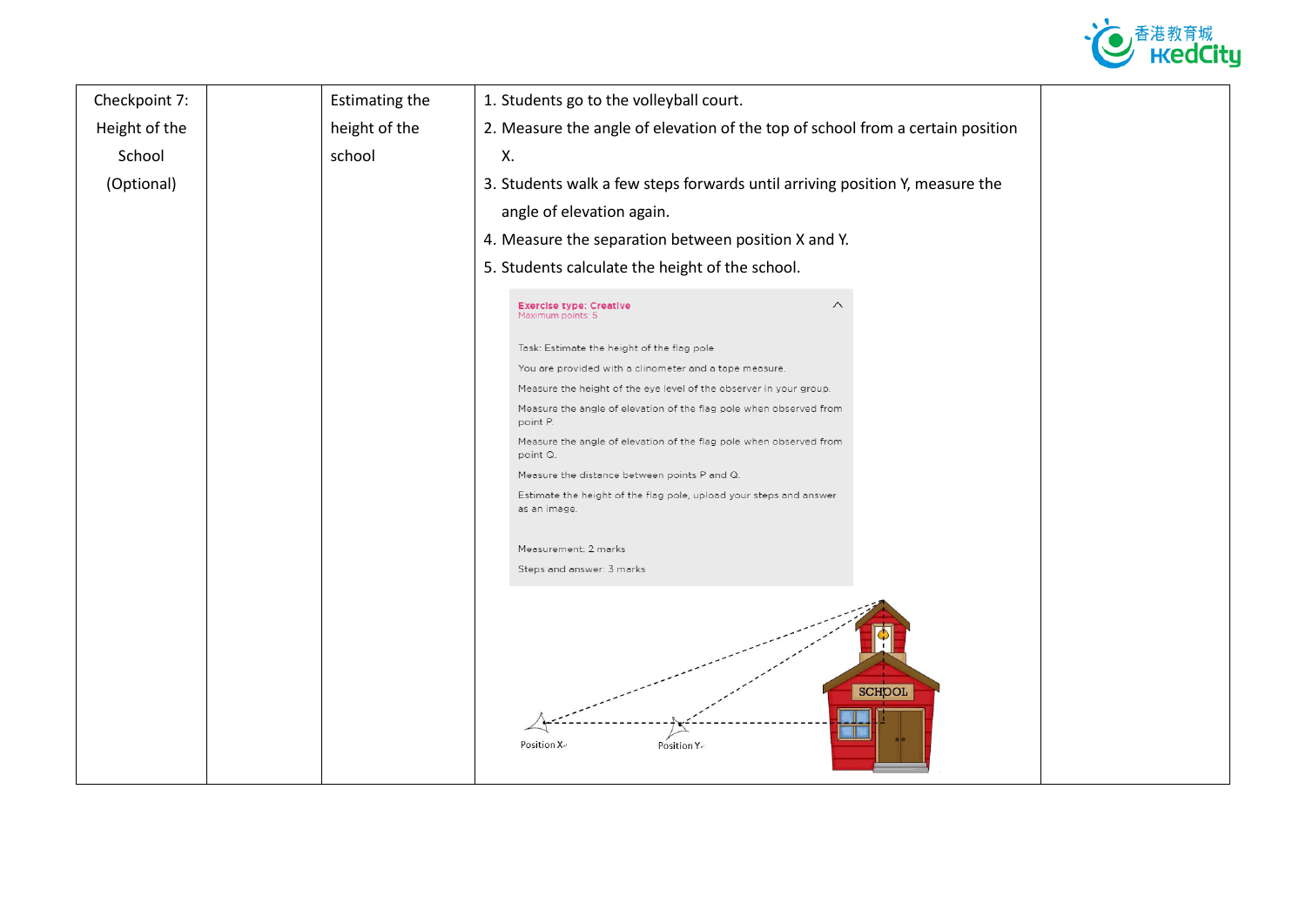| Checkpoint 7: Height of the School (Optional) | | Estimating the height of the school | 1. Students go to the volleyball court.<br>2. Measure the angle of elevation of the top of school from a certain position X.<br>3. Students walk a few steps forwards until arriving position Y, measure the angle of elevation again.<br>4. Measure the separation between position X and Y.<br>5. Students calculate the height of the school.<br><br>Exercise type: Creative<br>Maximum points: 5<br><br>Task: Estimate the height of the flag pole<br>You are provided with a clinometer and a tape measure.<br>Measure the height of the eye level of the observer in your group.<br>Measure the angle of elevation of the flag pole when observed from point P.<br>Measure the angle of elevation of the flag pole when observed from point Q.<br>Measure the distance between points P and Q.<br>Estimate the height of the flag pole, upload your steps and answer as an image.<br><br>Measurement: 2 marks<br>Steps and answer: 3 marks<br><br>SCHOOL<br>Position X<br>Position Y | |
|---|---|---|---|---|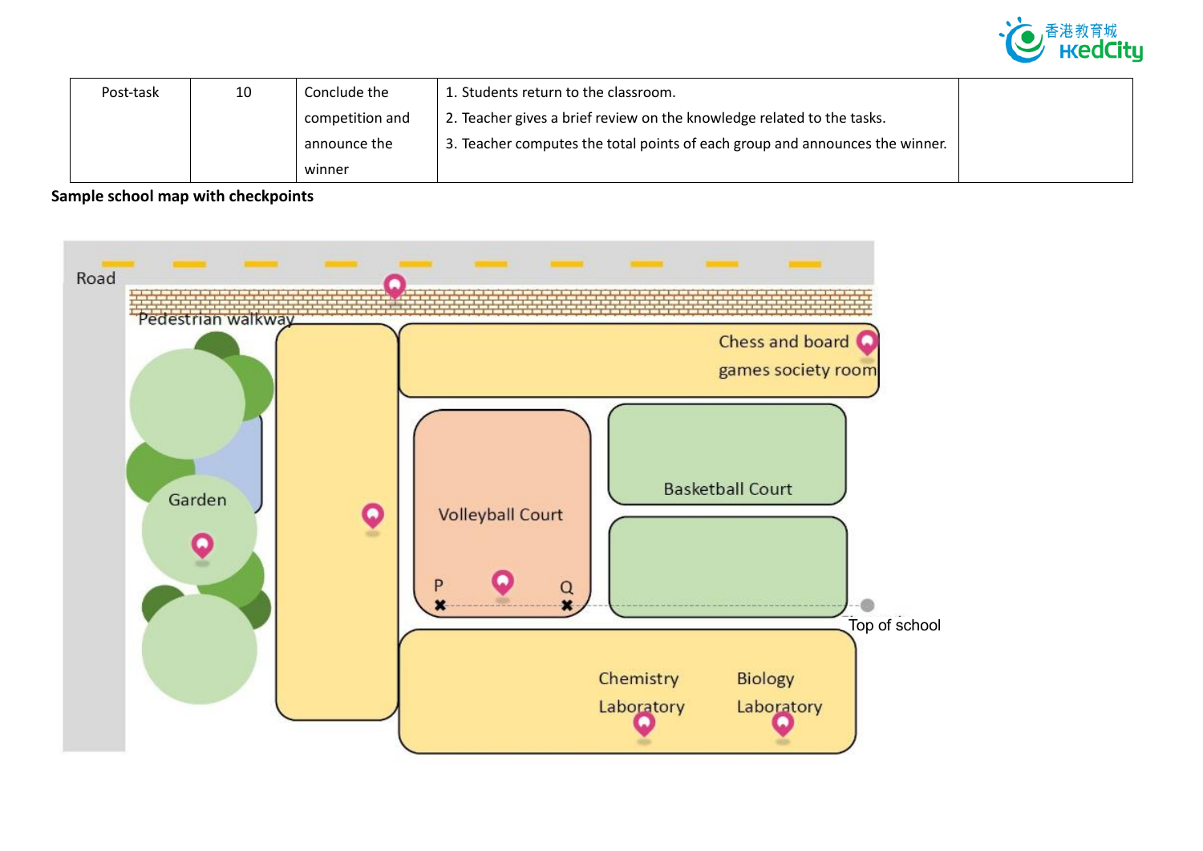| Post-task | 10 | Conclude the competition and announce the winner | 1. Students return to the classroom.<br>2. Teacher gives a brief review on the knowledge related to the tasks.<br>3. Teacher computes the total points of each group and announces the winner. | |
|---|---|---|---|---|

**Sample school map with checkpoints**

Road

Pedestrian walkway

Chess and board games society room

Garden

Volleyball Court

Basketball Court

P

Q

Top of school

Chemistry Laboratory

Biology Laboratory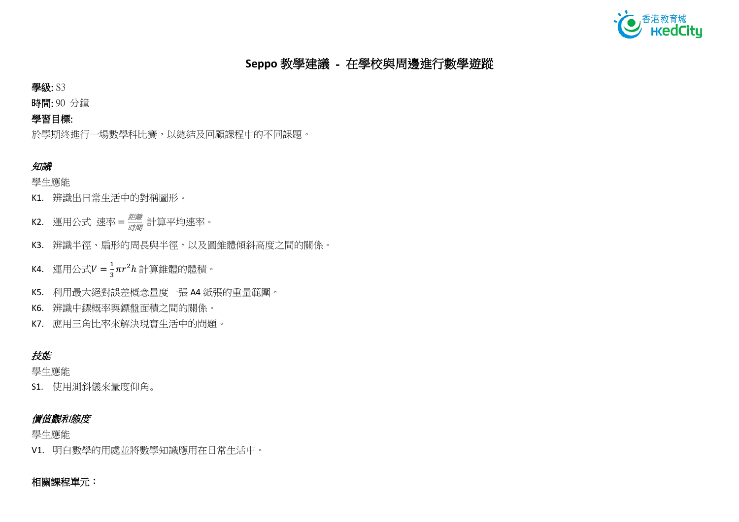# Seppo 教學建議 - 在學校與周邊進行數學遊蹤

**學級:** S3

**時間:** 90 分鐘

**學習目標:**

於學期終進行一場數學科比賽，以總結及回顧課程中的不同課題。

***知識***

學生應能

K1. 辨識出日常生活中的對稱圖形。

K2. 運用公式 速率 $= \frac{距離}{時間}$ 計算平均速率。

K3. 辨識半徑、扇形的周長與半徑，以及圓錐體傾斜高度之間的關係。

K4. 運用公式 $V = \frac{1}{3}\pi r^2 h$ 計算錐體的體積。

K5. 利用最大絕對誤差概念量度一張 A4 紙張的重量範圍。

K6. 辨識中鏢概率與鏢盤面積之間的關係。

K7. 應用三角比率來解決現實生活中的問題。

***技能***

學生應能

S1. 使用測斜儀來量度仰角。

***價值觀和態度***

學生應能

V1. 明白數學的用處並將數學知識應用在日常生活中。

**相關課程單元：**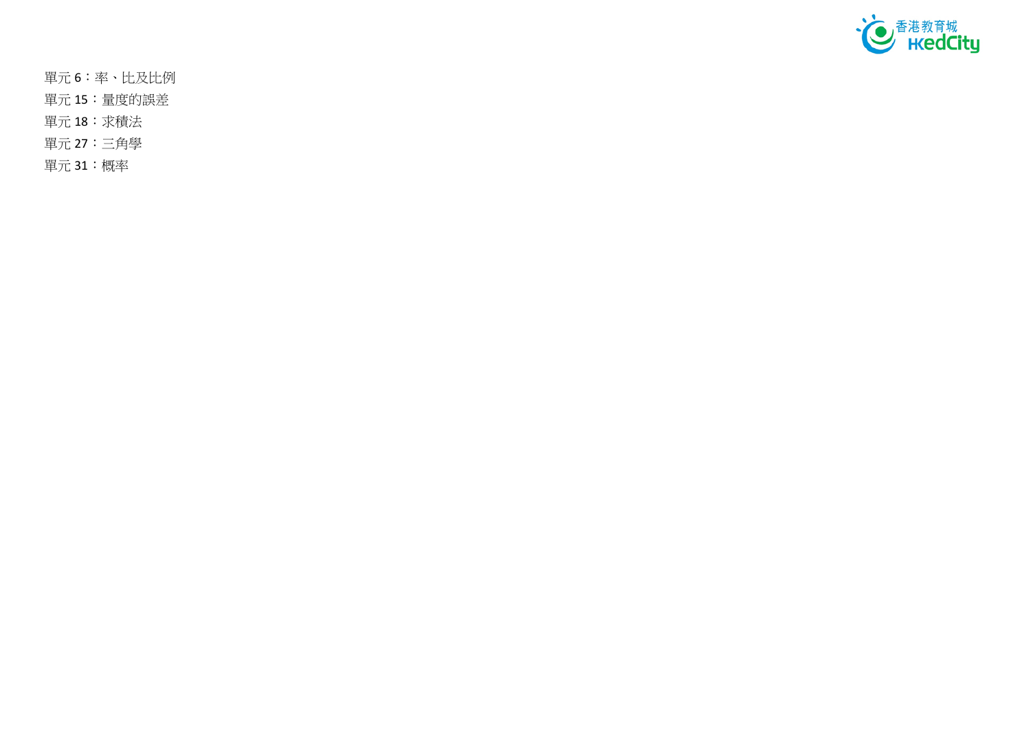單元 6：率、比及比例

單元 15：量度的誤差

單元 18：求積法

單元 27：三角學

單元 31：概率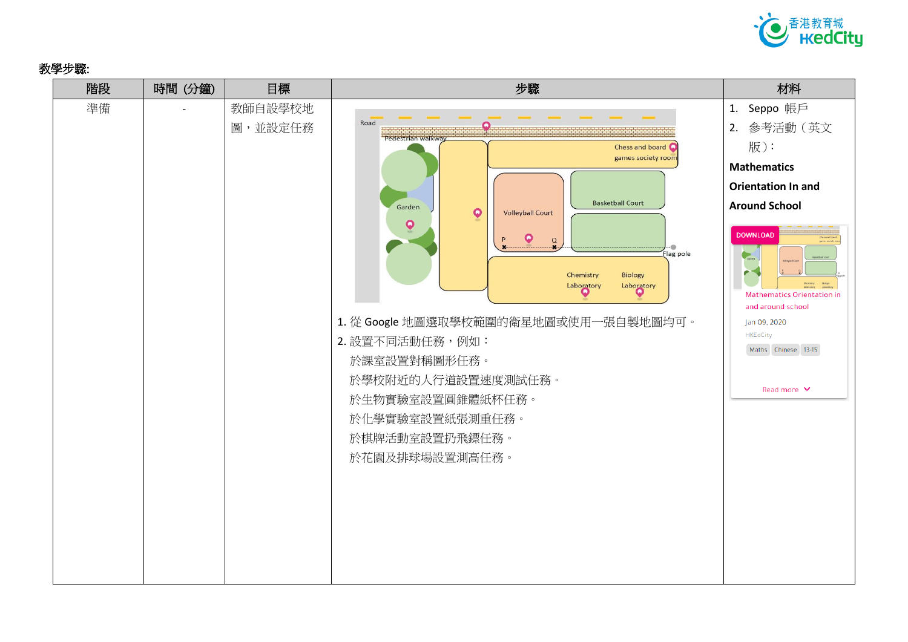**教學步驟:**

| 階段 | 時間 (分鐘) | 目標 | 步驟 | 材料 |
|---|---|---|---|---|
| 準備 | - | 教師自設學校地圖，並設定任務 | 1. 從 Google 地圖選取學校範圍的衛星地圖或使用一張自製地圖均可。<br>2. 設置不同活動任務，例如：<br>於課室設置對稱圖形任務。<br>於學校附近的人行道設置速度測試任務。<br>於生物實驗室設置圓錐體紙杯任務。<br>於化學實驗室設置紙張測重任務。<br>於棋牌活動室設置扔飛鏢任務。<br>於花園及排球場設置測高任務。 | 1. Seppo 帳戶<br>2. 參考活動（英文版）：<br>**Mathematics Orientation In and Around School** |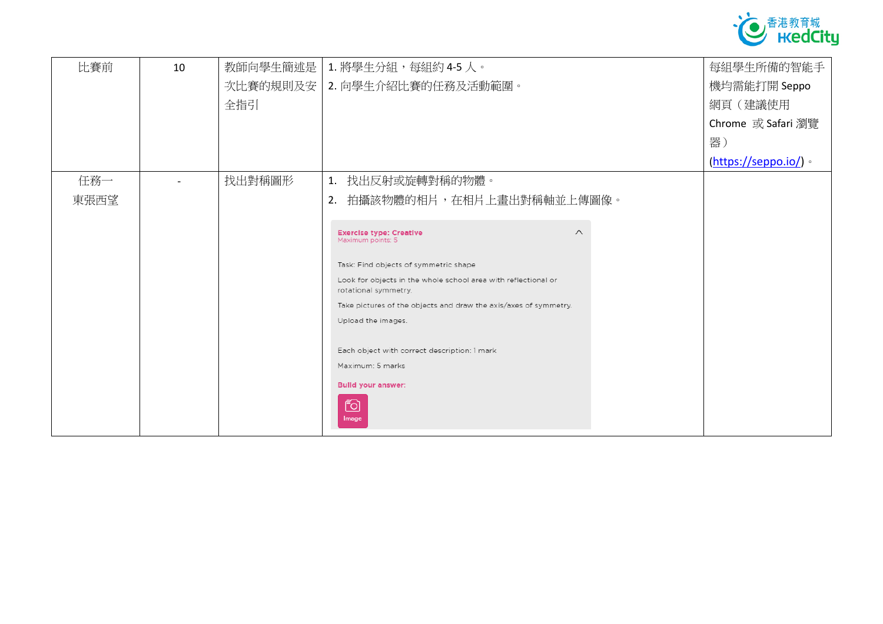| 比賽前 | 10 | 教師向學生簡述是次比賽的規則及安全指引 | 1. 將學生分組，每組約 4-5 人。<br>2. 向學生介紹比賽的任務及活動範圍。 | 每組學生所備的智能手機均需能打開 Seppo 網頁（建議使用 Chrome 或 Safari 瀏覽器）<br>(https://seppo.io/)。 |
|---|---|---|---|---|
| 任務一<br>東張西望 | - | 找出對稱圖形 | 1. 找出反射或旋轉對稱的物體。<br>2. 拍攝該物體的相片，在相片上畫出對稱軸並上傳圖像。<br><br>Exercise type: Creative<br>Maximum points: 5<br><br>Task: Find objects of symmetric shape<br>Look for objects in the whole school area with reflectional or rotational symmetry.<br>Take pictures of the objects and draw the axis/axes of symmetry.<br>Upload the images.<br><br>Each object with correct description: 1 mark<br>Maximum: 5 marks<br>Build your answer:<br>Image | |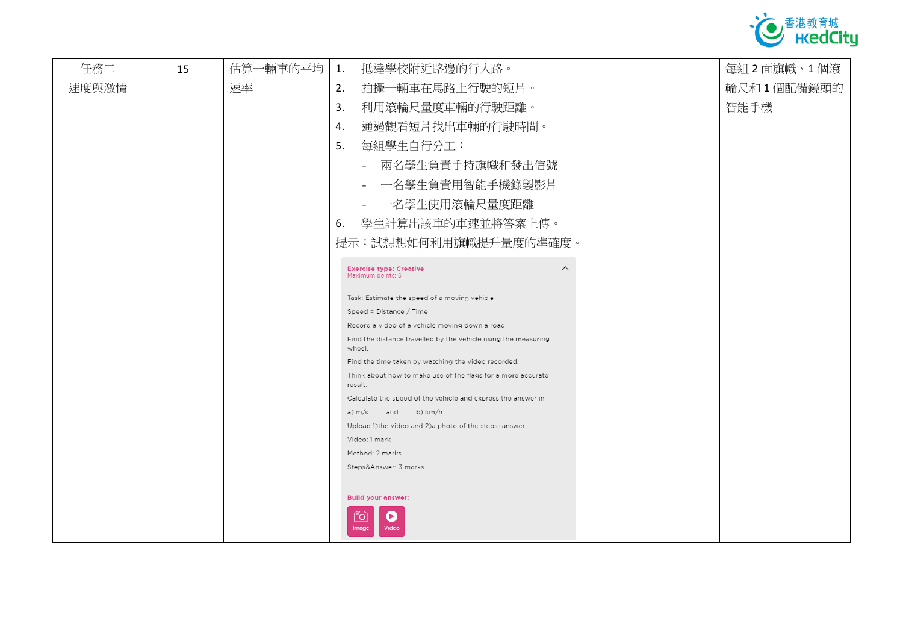| 任務二<br>速度與激情 | 15 | 估算一輛車的平均速率 | 1. 抵達學校附近路邊的行人路。<br>2. 拍攝一輛車在馬路上行駛的短片。<br>3. 利用滾輪尺量度車輛的行駛距離。<br>4. 通過觀看短片找出車輛的行駛時間。<br>5. 每組學生自行分工：<br>- 兩名學生負責手持旗幟和發出信號<br>- 一名學生負責用智能手機錄製影片<br>- 一名學生使用滾輪尺量度距離<br>6. 學生計算出該車的車速並將答案上傳。<br>提示：試想想如何利用旗幟提升量度的準確度。<br><br>Exercise type: Creative<br>Maximum points: 6<br><br>Task: Estimate the speed of a moving vehicle<br>Speed = Distance / Time<br>Record a video of a vehicle moving down a road.<br>Find the distance travelled by the vehicle using the measuring wheel.<br>Find the time taken by watching the video recorded.<br>Think about how to make use of the flags for a more accurate result.<br>Calculate the speed of the vehicle and express the answer in<br>a) m/s and b) km/h<br>Upload 1)the video and 2)a photo of the steps+answer<br>Video: 1 mark<br>Method: 2 marks<br>Steps&Answer: 3 marks<br><br>Build your answer:<br>Image Video | 每組 2 面旗幟、1 個滾輪尺和 1 個配備鏡頭的智能手機 |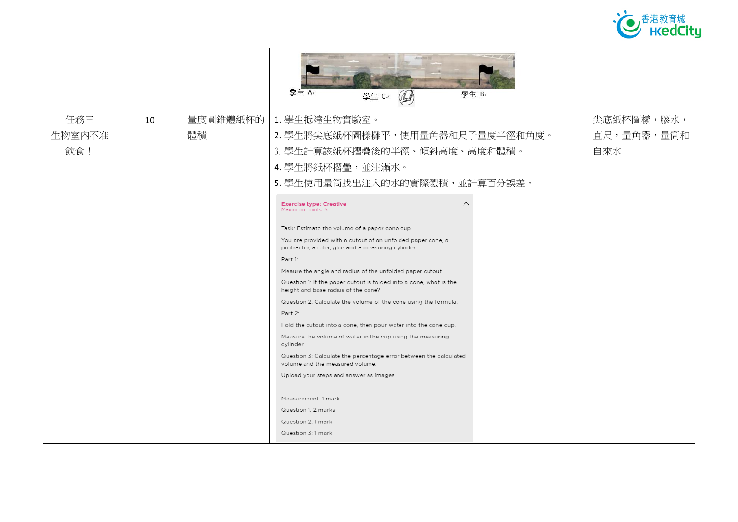| | | | 學生 A　　學生 C　　學生 B | |
|---|---|---|---|---|
| 任務三<br>生物室內不准飲食！ | 10 | 量度圓錐體紙杯的體積 | 1. 學生抵達生物實驗室。<br>2. 學生將尖底紙杯圖樣攤平，使用量角器和尺子量度半徑和角度。<br>3. 學生計算該紙杯摺疊後的半徑、傾斜高度、高度和體積。<br>4. 學生將紙杯摺疊，並注滿水。<br>5. 學生使用量筒找出注入的水的實際體積，並計算百分誤差。<br><br>**Exercise type: Creative**<br>Maximum points: 5<br><br>Task: Estimate the volume of a paper cone cup<br>You are provided with a cutout of an unfolded paper cone, a protractor, a ruler, glue and a measuring cylinder.<br>Part 1:<br>Meaure the angle and radius of the unfolded paper cutout.<br>Question 1: If the paper cutout is folded into a cone, what is the height and base radius of the cone?<br>Question 2: Calculate the volume of the cone using the formula.<br>Part 2:<br>Fold the cutout into a cone, then pour water into the cone cup.<br>Measure the volume of water in the cup using the measuring cylinder.<br>Question 3: Calculate the percentage error between the calculated volume and the measured volume.<br>Upload your steps and answer as images.<br><br>Measurement: 1 mark<br>Question 1: 2 marks<br>Question 2: 1 mark<br>Question 3: 1 mark | 尖底紙杯圖樣，膠水，直尺，量角器，量筒和自來水 |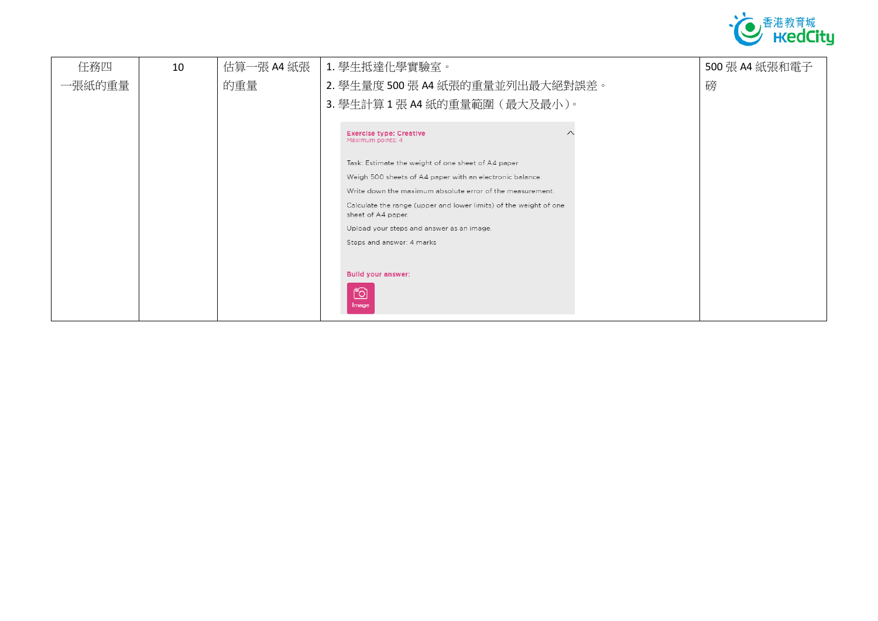| 任務四<br>一張紙的重量 | 10 | 估算一張 A4 紙張的重量 | 1. 學生抵達化學實驗室。<br>2. 學生量度 500 張 A4 紙張的重量並列出最大絕對誤差。<br>3. 學生計算 1 張 A4 紙的重量範圍（最大及最小）。<br><br>**Exercise type: Creative**<br>Maximum points: 4<br><br>Task: Estimate the weight of one sheet of A4 paper<br>Weigh 500 sheets of A4 paper with an electronic balance.<br>Write down the maximum absolute error of the measurement.<br>Calculate the range (upper and lower limits) of the weight of one sheet of A4 paper.<br>Upload your steps and answer as an image.<br>Steps and answer: 4 marks<br><br>**Build your answer:**<br>Image | 500 張 A4 紙張和電子磅 |
|---|---|---|---|---|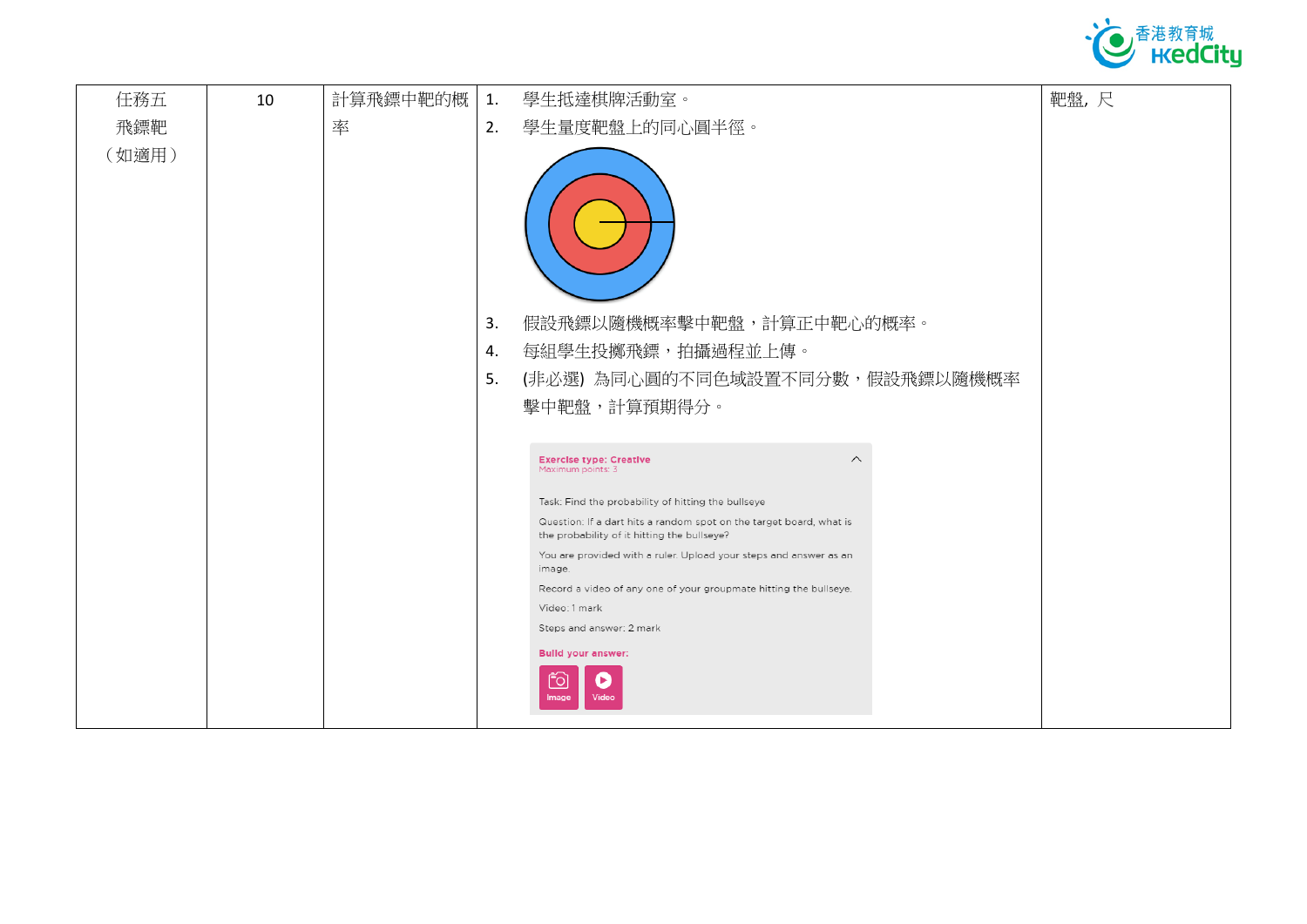| 任務五 飛鏢靶 （如適用） | 10 | 計算飛鏢中靶的概率 | 1. 學生抵達棋牌活動室。<br>2. 學生量度靶盤上的同心圓半徑。<br>3. 假設飛鏢以隨機概率擊中靶盤，計算正中靶心的概率。<br>4. 每組學生投擲飛鏢，拍攝過程並上傳。<br>5. (非必選) 為同心圓的不同色域設置不同分數，假設飛鏢以隨機概率擊中靶盤，計算預期得分。<br><br>Exercise type: Creative<br>Maximum points: 3<br>Task: Find the probability of hitting the bullseye<br>Question: If a dart hits a random spot on the target board, what is the probability of it hitting the bullseye?<br>You are provided with a ruler. Upload your steps and answer as an image.<br>Record a video of any one of your groupmate hitting the bullseye.<br>Video: 1 mark<br>Steps and answer: 2 mark<br>Build your answer:<br>Image Video | 靶盤, 尺 |
|---|---|---|---|---|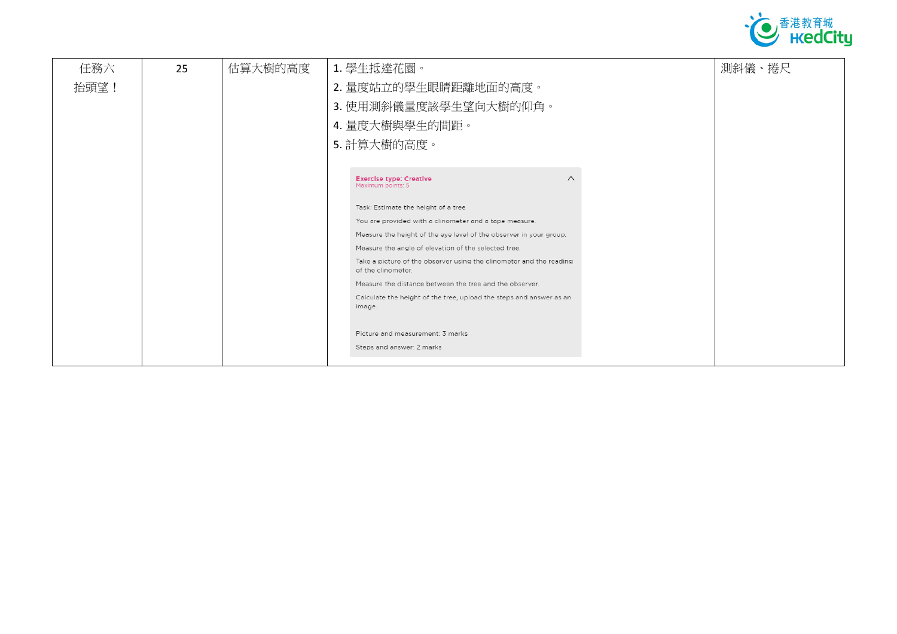| 任務六<br>抬頭望！ | 25 | 估算大樹的高度 | 1. 學生抵達花園。<br>2. 量度站立的學生眼睛距離地面的高度。<br>3. 使用測斜儀量度該學生望向大樹的仰角。<br>4. 量度大樹與學生的間距。<br>5. 計算大樹的高度。<br><br>**Exercise type: Creative**<br>Maximum points: 5<br><br>Task: Estimate the height of a tree<br>You are provided with a clinometer and a tape measure.<br>Measure the height of the eye level of the observer in your group.<br>Measure the angle of elevation of the selected tree.<br>Take a picture of the observer using the clinometer and the reading of the clinometer.<br>Measure the distance between the tree and the observer.<br>Calculate the height of the tree, upload the steps and answer as an image.<br><br>Picture and measurement: 3 marks<br>Steps and answer: 2 marks | 測斜儀、捲尺 |
|---|---|---|---|---|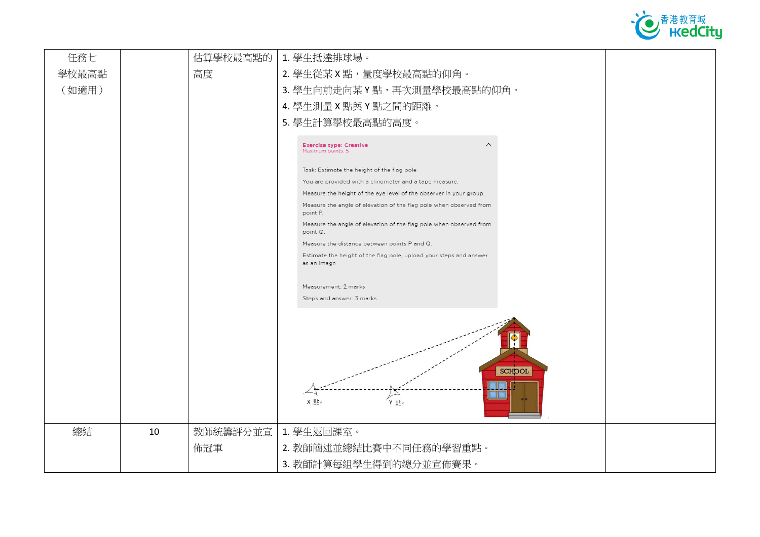| 任務七<br>學校最高點<br>（如適用） | | 估算學校最高點的高度 | 1. 學生抵達排球場。<br>2. 學生從某 X 點，量度學校最高點的仰角。<br>3. 學生向前走向某 Y 點，再次測量學校最高點的仰角。<br>4. 學生測量 X 點與 Y 點之間的距離。<br>5. 學生計算學校最高點的高度。<br><br>**Exercise type: Creative**<br>Maximum points: 5<br><br>Task: Estimate the height of the flag pole<br>You are provided with a clinometer and a tape measure.<br>Measure the height of the eye level of the observer in your group.<br>Measure the angle of elevation of the flag pole when observed from point P.<br>Measure the angle of elevation of the flag pole when observed from point Q.<br>Measure the distance between points P and Q.<br>Estimate the height of the flag pole, upload your steps and answer as an image.<br><br>Measurement: 2 marks<br>Steps and answer: 3 marks<br><br>SCHOOL<br>X 點 Y 點 | |
|---|---|---|---|---|
| 總結 | 10 | 教師統籌評分並宣佈冠軍 | 1. 學生返回課室。<br>2. 教師簡述並總結比賽中不同任務的學習重點。<br>3. 教師計算每組學生得到的總分並宣佈賽果。 | |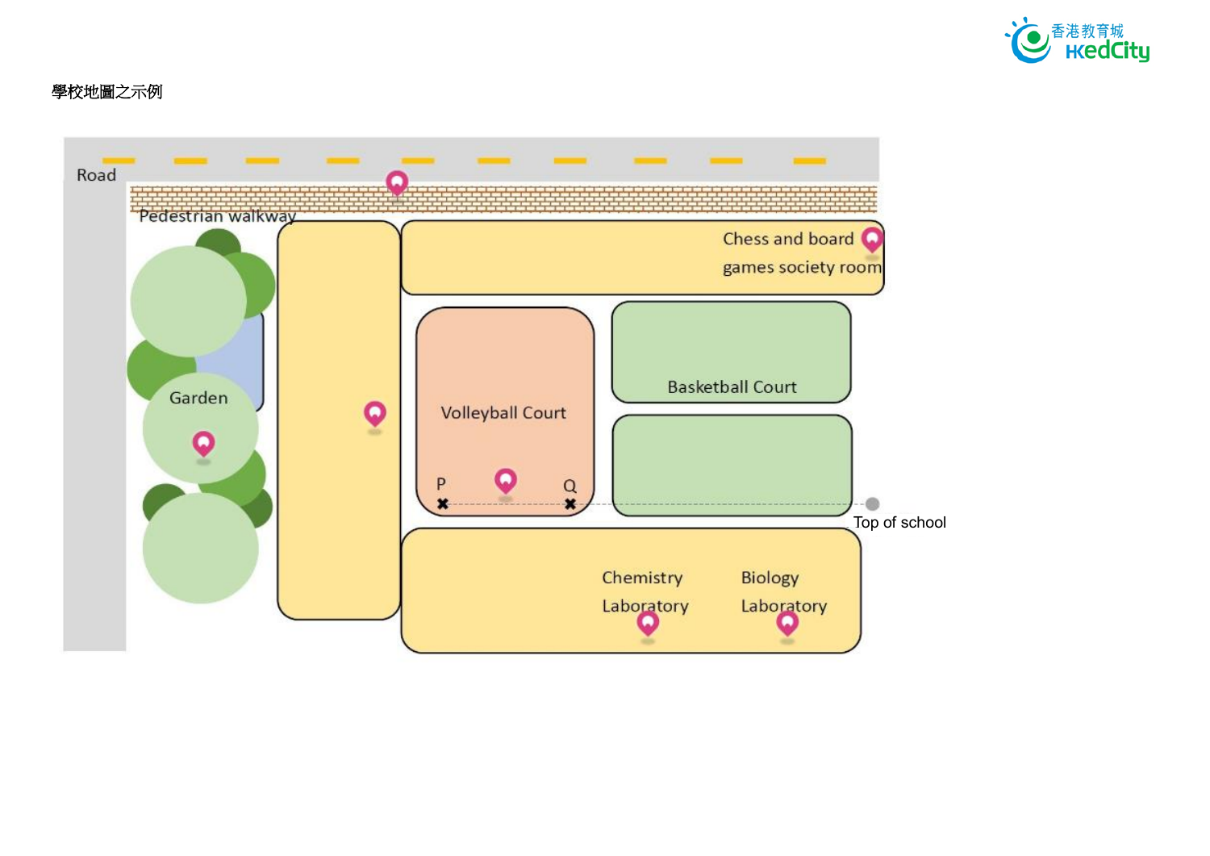學校地圖之示例

Road

Pedestrian walkway

Chess and board games society room

Garden

Volleyball Court

Basketball Court

P

Q

Top of school

Chemistry Laboratory

Biology Laboratory